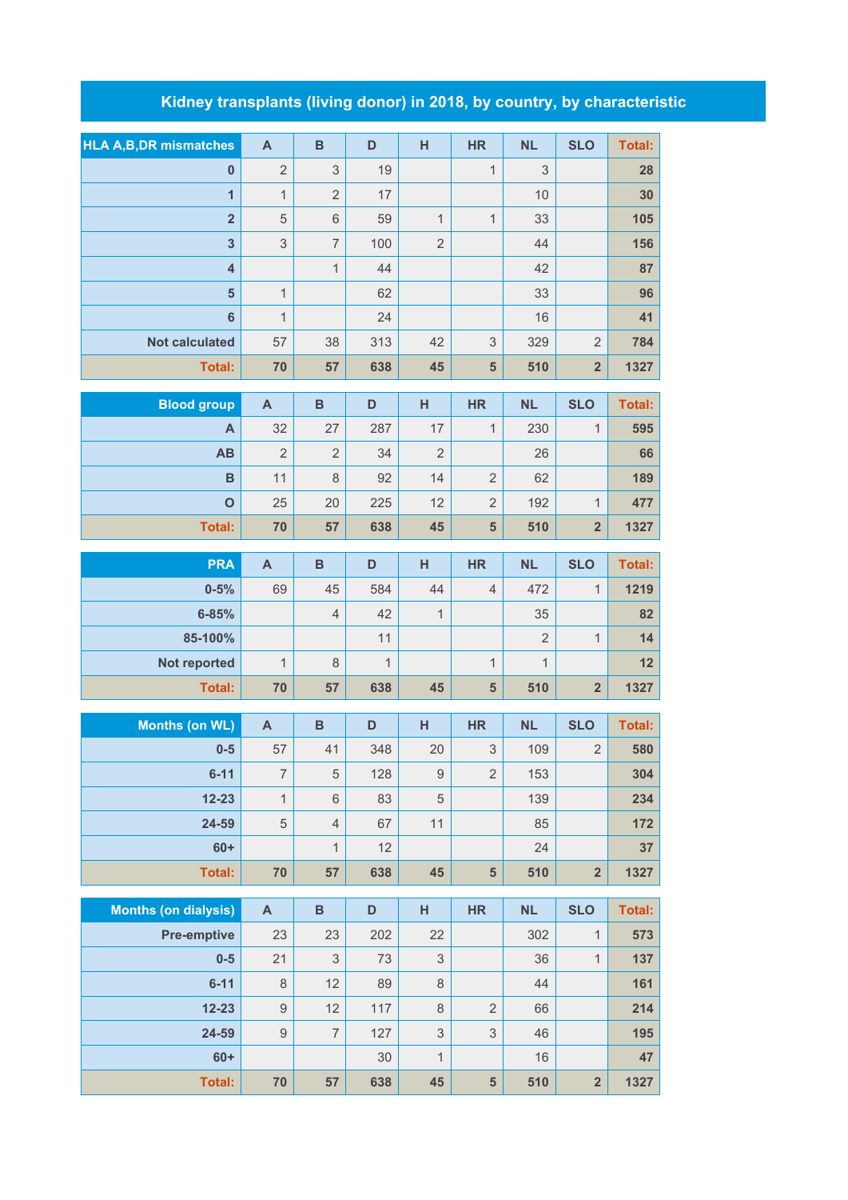# Kidney transplants (living donor) in 2018, by country, by characteristic

| HLA A,B,DR mismatches | A | B | D | H | HR | NL | SLO | Total: |
|---|---|---|---|---|---|---|---|---|
| 0 | 2 | 3 | 19 | | 1 | 3 | | 28 |
| 1 | 1 | 2 | 17 | | | 10 | | 30 |
| 2 | 5 | 6 | 59 | 1 | 1 | 33 | | 105 |
| 3 | 3 | 7 | 100 | 2 | | 44 | | 156 |
| 4 | | 1 | 44 | | | 42 | | 87 |
| 5 | 1 | | 62 | | | 33 | | 96 |
| 6 | 1 | | 24 | | | 16 | | 41 |
| Not calculated | 57 | 38 | 313 | 42 | 3 | 329 | 2 | 784 |
| **Total:** | **70** | **57** | **638** | **45** | **5** | **510** | **2** | **1327** |

| Blood group | A | B | D | H | HR | NL | SLO | Total: |
|---|---|---|---|---|---|---|---|---|
| A | 32 | 27 | 287 | 17 | 1 | 230 | 1 | 595 |
| AB | 2 | 2 | 34 | 2 | | 26 | | 66 |
| B | 11 | 8 | 92 | 14 | 2 | 62 | | 189 |
| O | 25 | 20 | 225 | 12 | 2 | 192 | 1 | 477 |
| **Total:** | **70** | **57** | **638** | **45** | **5** | **510** | **2** | **1327** |

| PRA | A | B | D | H | HR | NL | SLO | Total: |
|---|---|---|---|---|---|---|---|---|
| 0-5% | 69 | 45 | 584 | 44 | 4 | 472 | 1 | 1219 |
| 6-85% | | 4 | 42 | 1 | | 35 | | 82 |
| 85-100% | | | 11 | | | 2 | 1 | 14 |
| Not reported | 1 | 8 | 1 | | 1 | 1 | | 12 |
| **Total:** | **70** | **57** | **638** | **45** | **5** | **510** | **2** | **1327** |

| Months (on WL) | A | B | D | H | HR | NL | SLO | Total: |
|---|---|---|---|---|---|---|---|---|
| 0-5 | 57 | 41 | 348 | 20 | 3 | 109 | 2 | 580 |
| 6-11 | 7 | 5 | 128 | 9 | 2 | 153 | | 304 |
| 12-23 | 1 | 6 | 83 | 5 | | 139 | | 234 |
| 24-59 | 5 | 4 | 67 | 11 | | 85 | | 172 |
| 60+ | | 1 | 12 | | | 24 | | 37 |
| **Total:** | **70** | **57** | **638** | **45** | **5** | **510** | **2** | **1327** |

| Months (on dialysis) | A | B | D | H | HR | NL | SLO | Total: |
|---|---|---|---|---|---|---|---|---|
| Pre-emptive | 23 | 23 | 202 | 22 | | 302 | 1 | 573 |
| 0-5 | 21 | 3 | 73 | 3 | | 36 | 1 | 137 |
| 6-11 | 8 | 12 | 89 | 8 | | 44 | | 161 |
| 12-23 | 9 | 12 | 117 | 8 | 2 | 66 | | 214 |
| 24-59 | 9 | 7 | 127 | 3 | 3 | 46 | | 195 |
| 60+ | | | 30 | 1 | | 16 | | 47 |
| **Total:** | **70** | **57** | **638** | **45** | **5** | **510** | **2** | **1327** |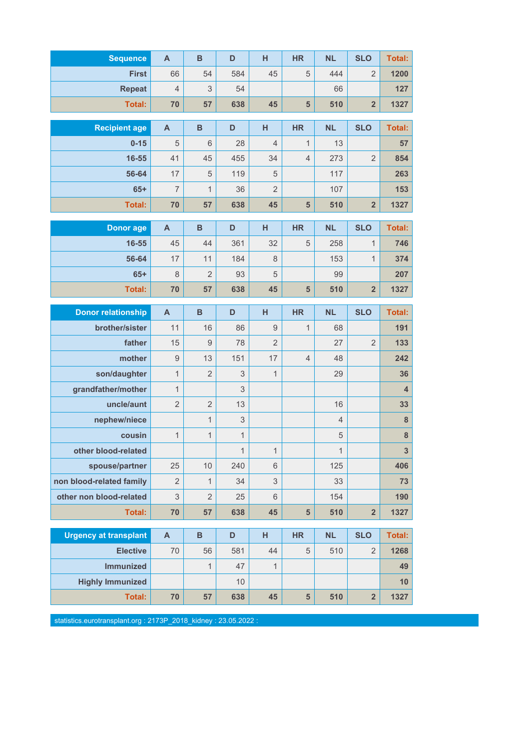| Sequence | A | B | D | H | HR | NL | SLO | Total: |
|---|---|---|---|---|---|---|---|---|
| First | 66 | 54 | 584 | 45 | 5 | 444 | 2 | 1200 |
| Repeat | 4 | 3 | 54 | | | 66 | | 127 |
| Total: | 70 | 57 | 638 | 45 | 5 | 510 | 2 | 1327 |

| Recipient age | A | B | D | H | HR | NL | SLO | Total: |
|---|---|---|---|---|---|---|---|---|
| 0-15 | 5 | 6 | 28 | 4 | 1 | 13 | | 57 |
| 16-55 | 41 | 45 | 455 | 34 | 4 | 273 | 2 | 854 |
| 56-64 | 17 | 5 | 119 | 5 | | 117 | | 263 |
| 65+ | 7 | 1 | 36 | 2 | | 107 | | 153 |
| Total: | 70 | 57 | 638 | 45 | 5 | 510 | 2 | 1327 |

| Donor age | A | B | D | H | HR | NL | SLO | Total: |
|---|---|---|---|---|---|---|---|---|
| 16-55 | 45 | 44 | 361 | 32 | 5 | 258 | 1 | 746 |
| 56-64 | 17 | 11 | 184 | 8 | | 153 | 1 | 374 |
| 65+ | 8 | 2 | 93 | 5 | | 99 | | 207 |
| Total: | 70 | 57 | 638 | 45 | 5 | 510 | 2 | 1327 |

| Donor relationship | A | B | D | H | HR | NL | SLO | Total: |
|---|---|---|---|---|---|---|---|---|
| brother/sister | 11 | 16 | 86 | 9 | 1 | 68 | | 191 |
| father | 15 | 9 | 78 | 2 | | 27 | 2 | 133 |
| mother | 9 | 13 | 151 | 17 | 4 | 48 | | 242 |
| son/daughter | 1 | 2 | 3 | 1 | | 29 | | 36 |
| grandfather/mother | 1 | | 3 | | | | | 4 |
| uncle/aunt | 2 | 2 | 13 | | | 16 | | 33 |
| nephew/niece | | 1 | 3 | | | 4 | | 8 |
| cousin | 1 | 1 | 1 | | | 5 | | 8 |
| other blood-related | | | 1 | 1 | | 1 | | 3 |
| spouse/partner | 25 | 10 | 240 | 6 | | 125 | | 406 |
| non blood-related family | 2 | 1 | 34 | 3 | | 33 | | 73 |
| other non blood-related | 3 | 2 | 25 | 6 | | 154 | | 190 |
| Total: | 70 | 57 | 638 | 45 | 5 | 510 | 2 | 1327 |

| Urgency at transplant | A | B | D | H | HR | NL | SLO | Total: |
|---|---|---|---|---|---|---|---|---|
| Elective | 70 | 56 | 581 | 44 | 5 | 510 | 2 | 1268 |
| Immunized | | 1 | 47 | 1 | | | | 49 |
| Highly Immunized | | | 10 | | | | | 10 |
| Total: | 70 | 57 | 638 | 45 | 5 | 510 | 2 | 1327 |

statistics.eurotransplant.org : 2173P_2018_kidney : 23.05.2022 :